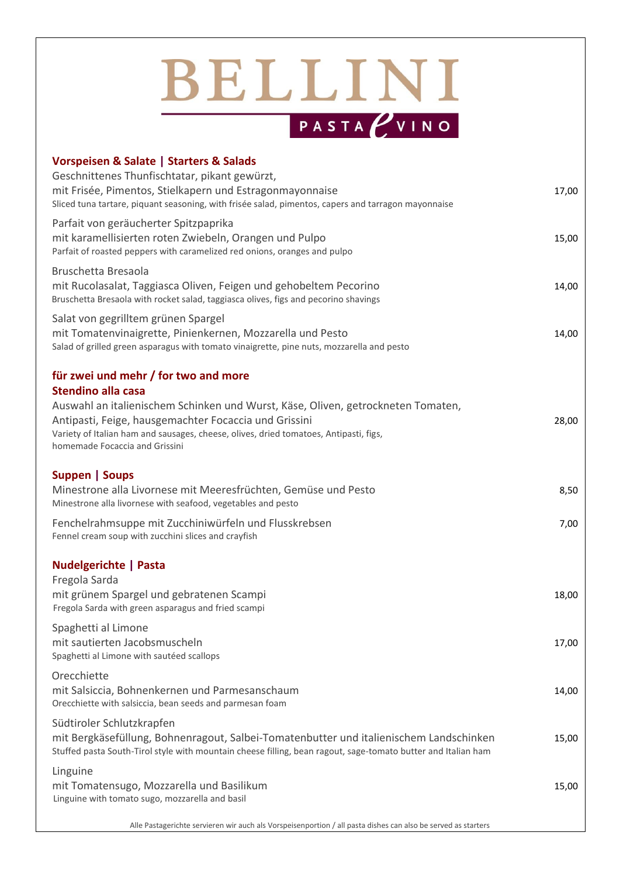# BELLINI

PASTA e VINO

## Vorspeisen & Salate | Starters & Salads

Geschnittenes Thunfischtatar, pikant gewürzt,
mit Frisée, Pimentos, Stielkapern und Estragonmayonnaise — 17,00
Sliced tuna tartare, piquant seasoning, with frisée salad, pimentos, capers and tarragon mayonnaise

Parfait von geräucherter Spitzpaprika
mit karamellisierten roten Zwiebeln, Orangen und Pulpo — 15,00
Parfait of roasted peppers with caramelized red onions, oranges and pulpo

Bruschetta Bresaola
mit Rucolasalat, Taggiasca Oliven, Feigen und gehobeltem Pecorino — 14,00
Bruschetta Bresaola with rocket salad, taggiasca olives, figs and pecorino shavings

Salat von gegrilltem grünen Spargel
mit Tomatenvinaigrette, Pinienkernen, Mozzarella und Pesto — 14,00
Salad of grilled green asparagus with tomato vinaigrette, pine nuts, mozzarella and pesto

## für zwei und mehr / for two and more

**Stendino alla casa**

Auswahl an italienischem Schinken und Wurst, Käse, Oliven, getrockneten Tomaten,
Antipasti, Feige, hausgemachter Focaccia und Grissini — 28,00
Variety of Italian ham and sausages, cheese, olives, dried tomatoes, Antipasti, figs,
homemade Focaccia and Grissini

## Suppen | Soups

Minestrone alla Livornese mit Meeresfrüchten, Gemüse und Pesto — 8,50
Minestrone alla livornese with seafood, vegetables and pesto

Fenchelrahmsuppe mit Zucchiniwürfeln und Flusskrebsen — 7,00
Fennel cream soup with zucchini slices and crayfish

## Nudelgerichte | Pasta

Fregola Sarda
mit grünem Spargel und gebratenen Scampi — 18,00
Fregola Sarda with green asparagus and fried scampi

Spaghetti al Limone
mit sautierten Jacobsmuscheln — 17,00
Spaghetti al Limone with sautéed scallops

Orecchiette
mit Salsiccia, Bohnenkernen und Parmesanschaum — 14,00
Orecchiette with salsiccia, bean seeds and parmesan foam

Südtiroler Schlutzkrapfen
mit Bergkäsefüllung, Bohnenragout, Salbei-Tomatenbutter und italienischem Landschinken — 15,00
Stuffed pasta South-Tirol style with mountain cheese filling, bean ragout, sage-tomato butter and Italian ham

Linguine
mit Tomatensugo, Mozzarella und Basilikum — 15,00
Linguine with tomato sugo, mozzarella and basil

Alle Pastagerichte servieren wir auch als Vorspeisenportion / all pasta dishes can also be served as starters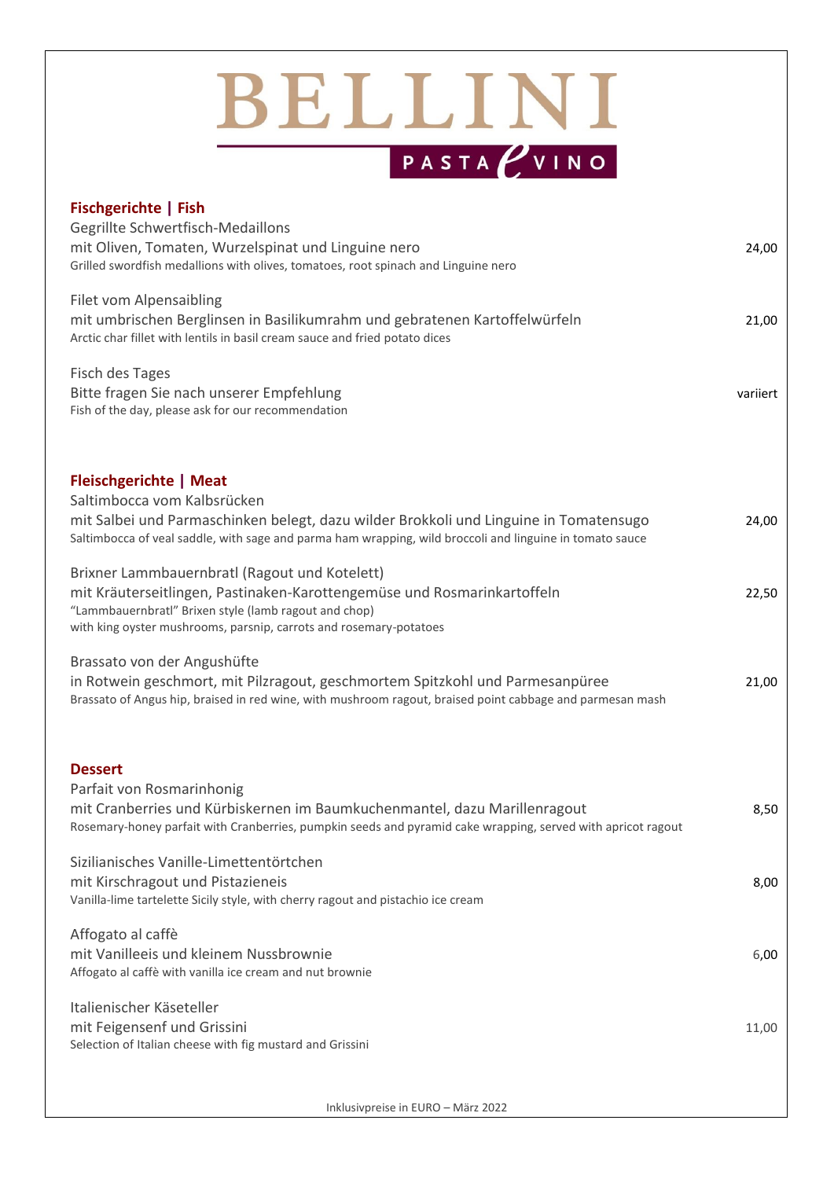# BELLINI

PASTA e VINO

## Fischgerichte | Fish

Gegrillte Schwertfisch-Medaillons
mit Oliven, Tomaten, Wurzelspinat und Linguine nero — 24,00
Grilled swordfish medallions with olives, tomatoes, root spinach and Linguine nero

Filet vom Alpensaibling
mit umbrischen Berglinsen in Basilikumrahm und gebratenen Kartoffelwürfeln — 21,00
Arctic char fillet with lentils in basil cream sauce and fried potato dices

Fisch des Tages
Bitte fragen Sie nach unserer Empfehlung — variiert
Fish of the day, please ask for our recommendation

## Fleischgerichte | Meat

Saltimbocca vom Kalbsrücken
mit Salbei und Parmaschinken belegt, dazu wilder Brokkoli und Linguine in Tomatensugo — 24,00
Saltimbocca of veal saddle, with sage and parma ham wrapping, wild broccoli and linguine in tomato sauce

Brixner Lammbauernbratl (Ragout und Kotelett)
mit Kräuterseitlingen, Pastinaken-Karottengemüse und Rosmarinkartoffeln — 22,50
"Lammbauernbratl" Brixen style (lamb ragout and chop)
with king oyster mushrooms, parsnip, carrots and rosemary-potatoes

Brassato von der Angushüfte
in Rotwein geschmort, mit Pilzragout, geschmortem Spitzkohl und Parmesanpüree — 21,00
Brassato of Angus hip, braised in red wine, with mushroom ragout, braised point cabbage and parmesan mash

## Dessert

Parfait von Rosmarinhonig
mit Cranberries und Kürbiskernen im Baumkuchenmantel, dazu Marillenragout — 8,50
Rosemary-honey parfait with Cranberries, pumpkin seeds and pyramid cake wrapping, served with apricot ragout

Sizilianisches Vanille-Limettentörtchen
mit Kirschragout und Pistazieneis — 8,00
Vanilla-lime tartelette Sicily style, with cherry ragout and pistachio ice cream

Affogato al caffè
mit Vanilleeis und kleinem Nussbrownie — 6,00
Affogato al caffè with vanilla ice cream and nut brownie

Italienischer Käseteller
mit Feigensenf und Grissini — 11,00
Selection of Italian cheese with fig mustard and Grissini

Inklusivpreise in EURO – März 2022